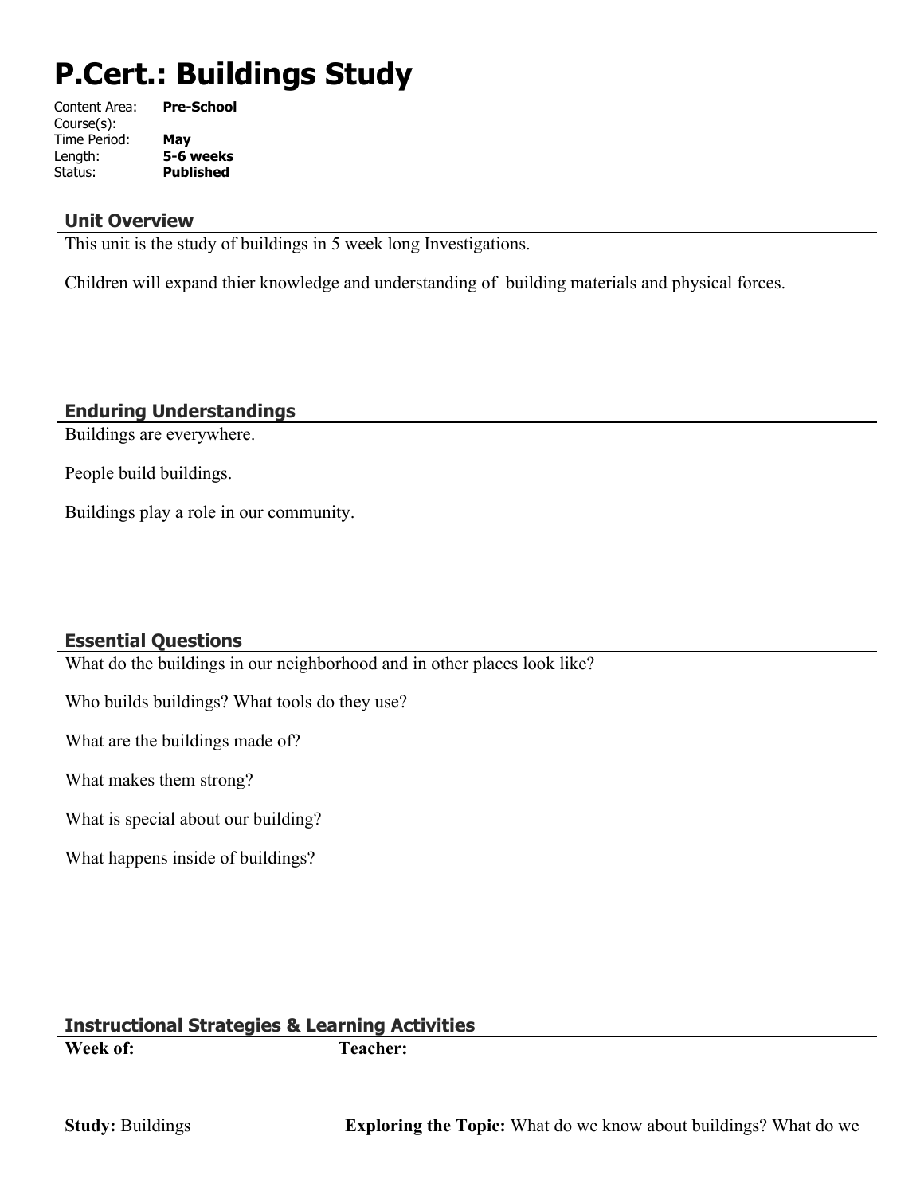# P.Cert.: Buildings Study

Content Area: **Pre-School**
Course(s):
Time Period: **May**
Length: **5-6 weeks**
Status: **Published**

## Unit Overview

This unit is the study of buildings in 5 week long Investigations.

Children will expand thier knowledge and understanding of building materials and physical forces.

## Enduring Understandings

Buildings are everywhere.

People build buildings.

Buildings play a role in our community.

## Essential Questions

What do the buildings in our neighborhood and in other places look like?

Who builds buildings? What tools do they use?

What are the buildings made of?

What makes them strong?

What is special about our building?

What happens inside of buildings?

## Instructional Strategies & Learning Activities

**Week of:** **Teacher:**

**Study:** Buildings **Exploring the Topic:** What do we know about buildings? What do we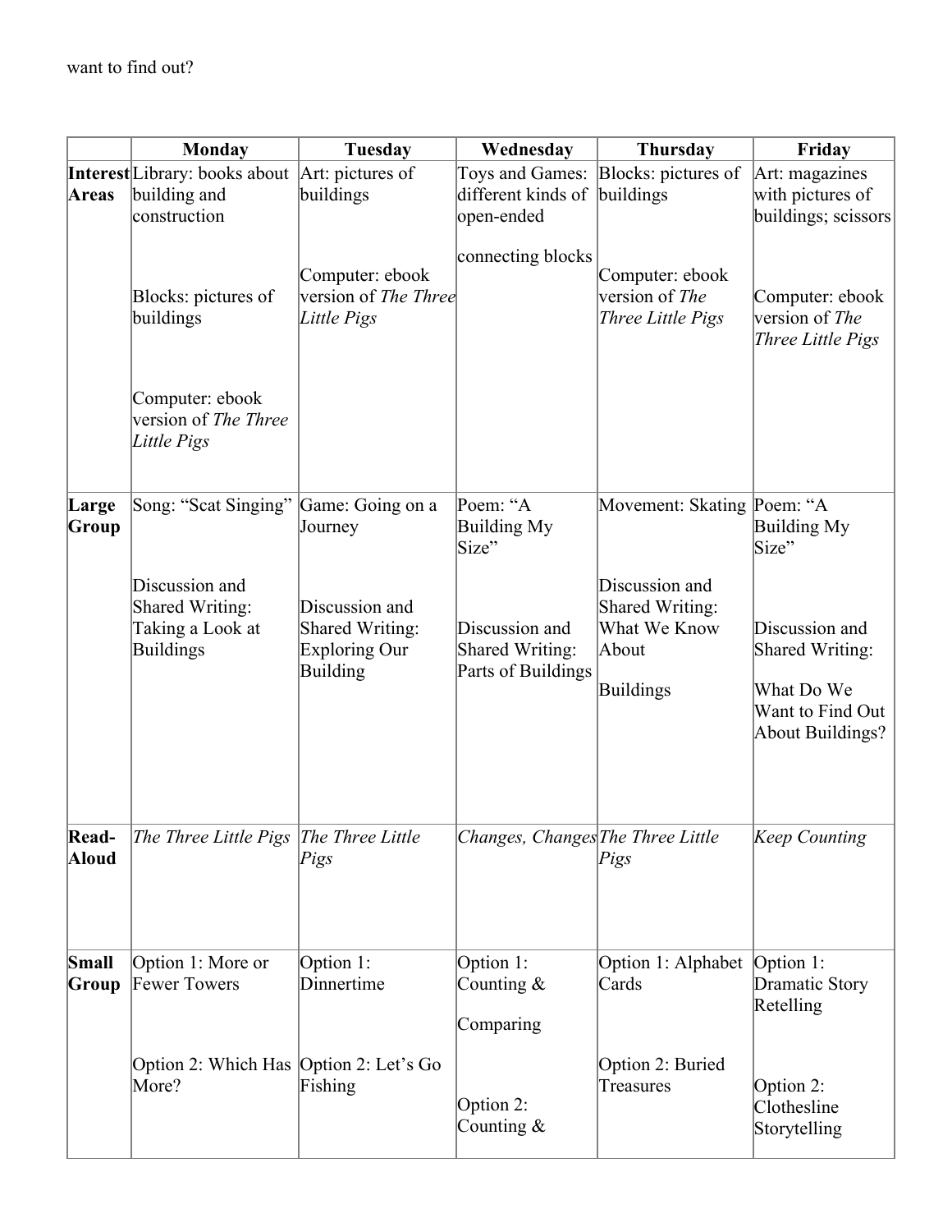want to find out?

| | Monday | Tuesday | Wednesday | Thursday | Friday |
|---|---|---|---|---|---|
| **Interest Areas** | Library: books about building and construction<br><br>Blocks: pictures of buildings<br><br>Computer: ebook version of *The Three Little Pigs* | Art: pictures of buildings<br><br>Computer: ebook version of *The Three Little Pigs* | Toys and Games: different kinds of open-ended<br><br>connecting blocks | Blocks: pictures of buildings<br><br>Computer: ebook version of *The Three Little Pigs* | Art: magazines with pictures of buildings; scissors<br><br>Computer: ebook version of *The Three Little Pigs* |
| **Large Group** | Song: "Scat Singing"<br><br>Discussion and Shared Writing: Taking a Look at Buildings | Game: Going on a Journey<br><br>Discussion and Shared Writing: Exploring Our Building | Poem: "A Building My Size"<br><br>Discussion and Shared Writing: Parts of Buildings | Movement: Skating<br><br>Discussion and Shared Writing: What We Know About<br><br>Buildings | Poem: "A Building My Size"<br><br>Discussion and Shared Writing:<br><br>What Do We Want to Find Out About Buildings? |
| **Read-Aloud** | *The Three Little Pigs* | *The Three Little Pigs* | *Changes, Changes* | *The Three Little Pigs* | *Keep Counting* |
| **Small Group** | Option 1: More or Fewer Towers<br><br>Option 2: Which Has More? | Option 1: Dinnertime<br><br>Option 2: Let's Go Fishing | Option 1: Counting &<br><br>Comparing<br><br>Option 2: Counting & | Option 1: Alphabet Cards<br><br>Option 2: Buried Treasures | Option 1: Dramatic Story Retelling<br><br>Option 2: Clothesline Storytelling |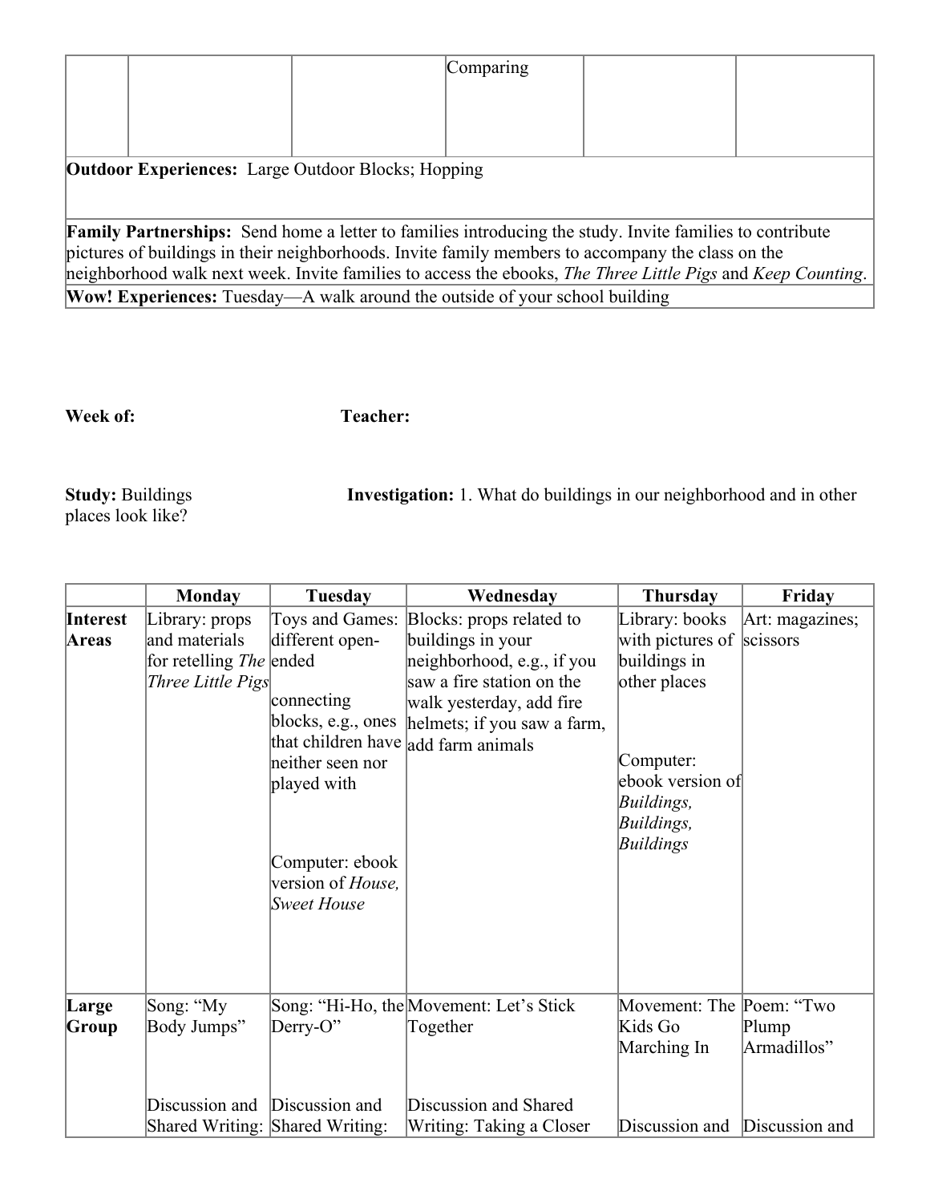|  |  |  | Comparing |  |  |
|---|---|---|---|---|---|

**Outdoor Experiences:** Large Outdoor Blocks; Hopping

**Family Partnerships:** Send home a letter to families introducing the study. Invite families to contribute pictures of buildings in their neighborhoods. Invite family members to accompany the class on the neighborhood walk next week. Invite families to access the ebooks, *The Three Little Pigs* and *Keep Counting*.

**Wow! Experiences:** Tuesday—A walk around the outside of your school building

**Week of:** **Teacher:**

**Study:** Buildings **Investigation:** 1. What do buildings in our neighborhood and in other places look like?

|  | Monday | Tuesday | Wednesday | Thursday | Friday |
|---|---|---|---|---|---|
| **Interest Areas** | Library: props and materials for retelling *The Three Little Pigs* | Toys and Games: different open-ended connecting blocks, e.g., ones that children have neither seen nor played with<br><br>Computer: ebook version of *House, Sweet House* | Blocks: props related to buildings in your neighborhood, e.g., if you saw a fire station on the walk yesterday, add fire helmets; if you saw a farm, add farm animals | Library: books with pictures of buildings in other places<br><br>Computer: ebook version of *Buildings, Buildings, Buildings* | Art: magazines; scissors |
| **Large Group** | Song: "My Body Jumps"<br><br>Discussion and Shared Writing: | Song: "Hi-Ho, the Derry-O"<br><br>Discussion and Shared Writing: | Movement: Let's Stick Together<br><br>Discussion and Shared Writing: Taking a Closer | Movement: The Kids Go Marching In<br><br>Discussion and | Poem: "Two Plump Armadillos"<br><br>Discussion and |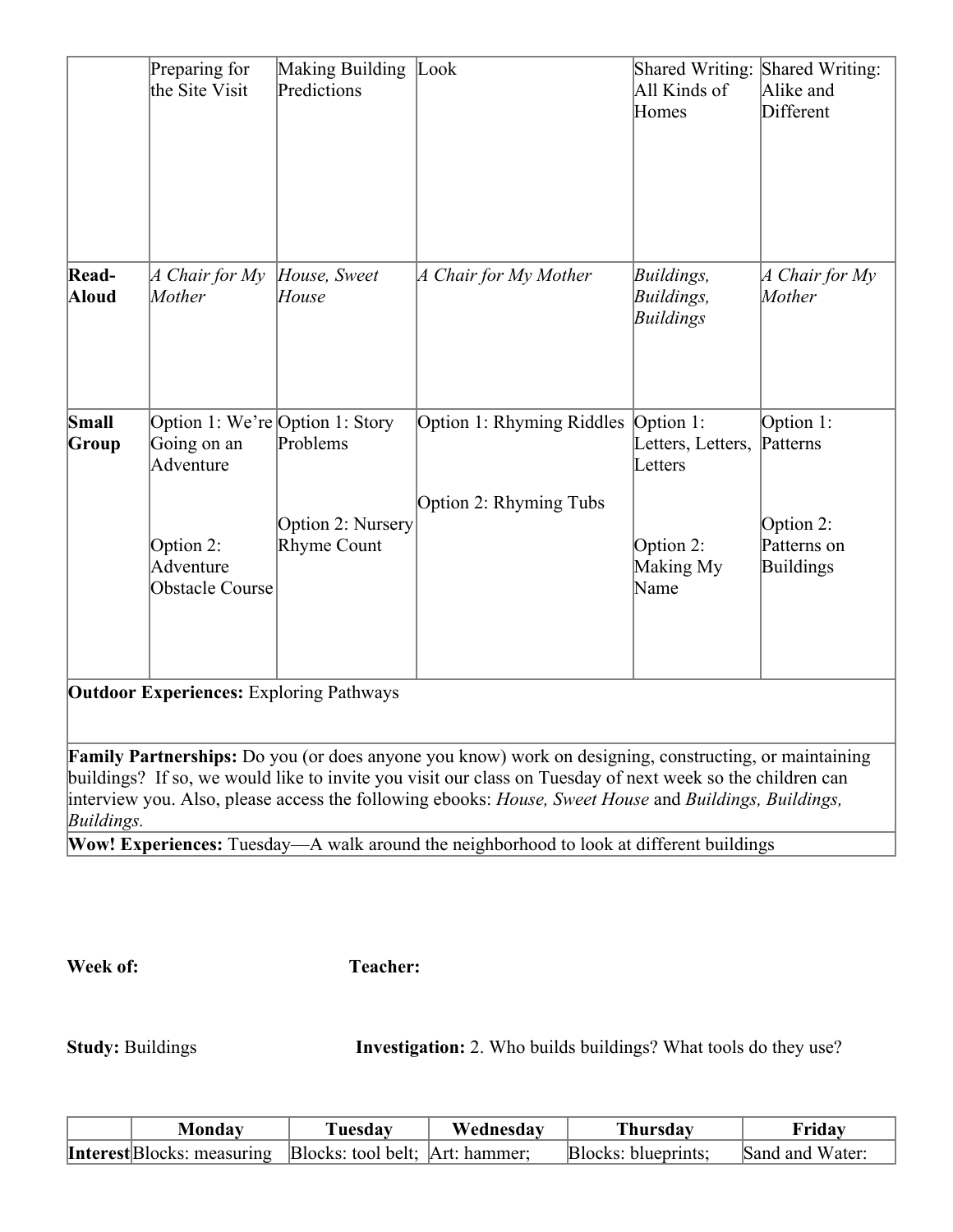| | | | | | |
|---|---|---|---|---|---|
| | Preparing for the Site Visit | Making Building Predictions | Look | Shared Writing: All Kinds of Homes | Shared Writing: Alike and Different |
| **Read-Aloud** | *A Chair for My Mother* | *House, Sweet House* | *A Chair for My Mother* | *Buildings, Buildings, Buildings* | *A Chair for My Mother* |
| **Small Group** | Option 1: We're Going on an Adventure<br><br>Option 2: Adventure Obstacle Course | Option 1: Story Problems<br><br>Option 2: Nursery Rhyme Count | Option 1: Rhyming Riddles<br><br>Option 2: Rhyming Tubs | Option 1: Letters, Letters, Letters<br><br>Option 2: Making My Name | Option 1: Patterns<br><br>Option 2: Patterns on Buildings |
| **Outdoor Experiences:** Exploring Pathways | | | | | |
| **Family Partnerships:** Do you (or does anyone you know) work on designing, constructing, or maintaining buildings? If so, we would like to invite you visit our class on Tuesday of next week so the children can interview you. Also, please access the following ebooks: *House, Sweet House* and *Buildings, Buildings, Buildings.* | | | | | |
| **Wow! Experiences:** Tuesday—A walk around the neighborhood to look at different buildings | | | | | |

**Week of:** **Teacher:**

**Study:** Buildings **Investigation:** 2. Who builds buildings? What tools do they use?

| | Monday | Tuesday | Wednesday | Thursday | Friday |
|---|---|---|---|---|---|
| **Interest** | Blocks: measuring | Blocks: tool belt; | Art: hammer; | Blocks: blueprints; | Sand and Water: |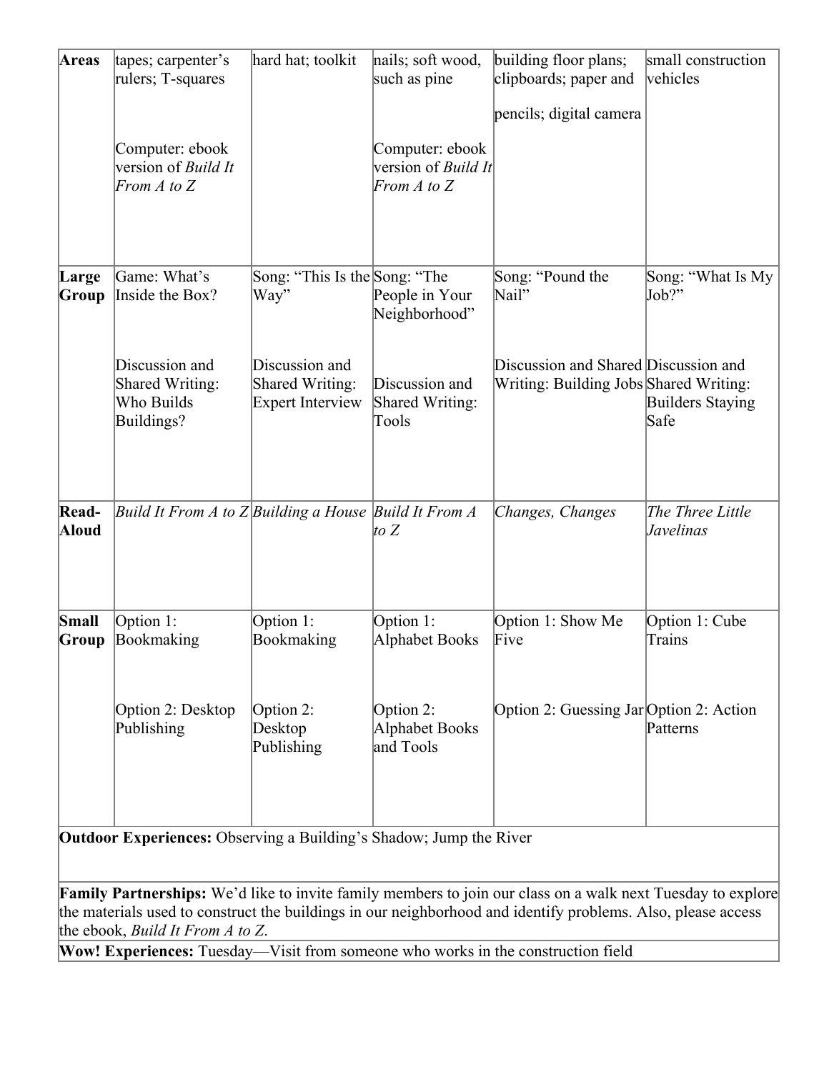| Areas | tapes; carpenter's rulers; T-squares<br><br>Computer: ebook version of *Build It From A to Z* | hard hat; toolkit | nails; soft wood, such as pine<br><br>Computer: ebook version of *Build It From A to Z* | building floor plans; clipboards; paper and pencils; digital camera | small construction vehicles |
|---|---|---|---|---|---|
| **Large Group** | Game: What's Inside the Box?<br><br>Discussion and Shared Writing: Who Builds Buildings? | Song: "This Is the Way"<br><br>Discussion and Shared Writing: Expert Interview | Song: "The People in Your Neighborhood"<br><br>Discussion and Shared Writing: Tools | Song: "Pound the Nail"<br><br>Discussion and Shared Writing: Building Jobs | Song: "What Is My Job?"<br><br>Discussion and Shared Writing: Builders Staying Safe |
| **Read-Aloud** | *Build It From A to Z* | *Building a House* | *Build It From A to Z* | *Changes, Changes* | *The Three Little Javelinas* |
| **Small Group** | Option 1: Bookmaking<br><br>Option 2: Desktop Publishing | Option 1: Bookmaking<br><br>Option 2: Desktop Publishing | Option 1: Alphabet Books<br><br>Option 2: Alphabet Books and Tools | Option 1: Show Me Five<br><br>Option 2: Guessing Jar | Option 1: Cube Trains<br><br>Option 2: Action Patterns |

**Outdoor Experiences:** Observing a Building's Shadow; Jump the River

**Family Partnerships:** We'd like to invite family members to join our class on a walk next Tuesday to explore the materials used to construct the buildings in our neighborhood and identify problems. Also, please access the ebook, *Build It From A to Z*.

**Wow! Experiences:** Tuesday—Visit from someone who works in the construction field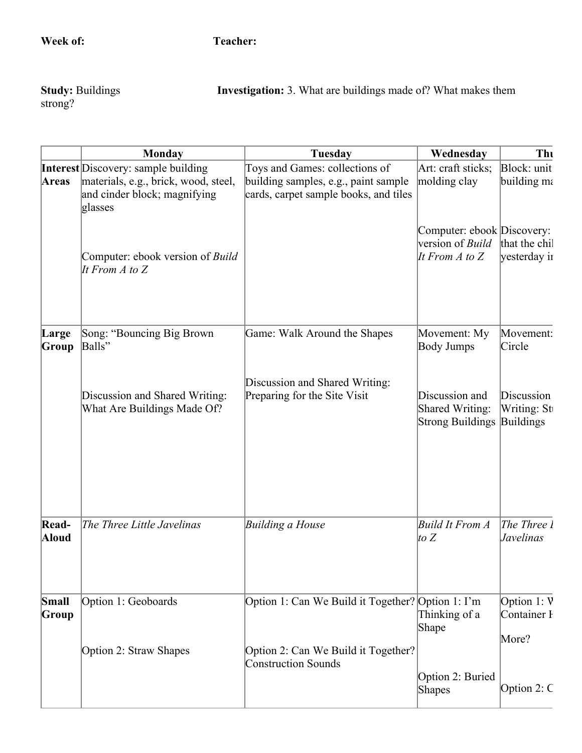**Week of:** **Teacher:**

**Study:** Buildings **Investigation:** 3. What are buildings made of? What makes them strong?

| | Monday | Tuesday | Wednesday | Thu |
|---|---|---|---|---|
| **Interest Areas** | Discovery: sample building materials, e.g., brick, wood, steel, and cinder block; magnifying glasses<br><br>Computer: ebook version of *Build It From A to Z* | Toys and Games: collections of building samples, e.g., paint sample cards, carpet sample books, and tiles | Art: craft sticks; molding clay<br><br>Computer: ebook version of *Build It From A to Z* | Block: unit building ma<br><br>Discovery: that the chil yesterday in |
| **Large Group** | Song: "Bouncing Big Brown Balls"<br><br>Discussion and Shared Writing: What Are Buildings Made Of? | Game: Walk Around the Shapes<br><br>Discussion and Shared Writing: Preparing for the Site Visit | Movement: My Body Jumps<br><br>Discussion and Shared Writing: Strong Buildings | Movement: Circle<br><br>Discussion Writing: St Buildings |
| **Read-Aloud** | *The Three Little Javelinas* | *Building a House* | *Build It From A to Z* | *The Three L Javelinas* |
| **Small Group** | Option 1: Geoboards<br><br>Option 2: Straw Shapes | Option 1: Can We Build it Together?<br><br>Option 2: Can We Build it Together? Construction Sounds | Option 1: I'm Thinking of a Shape<br><br>Option 2: Buried Shapes | Option 1: W Container H More?<br><br>Option 2: C |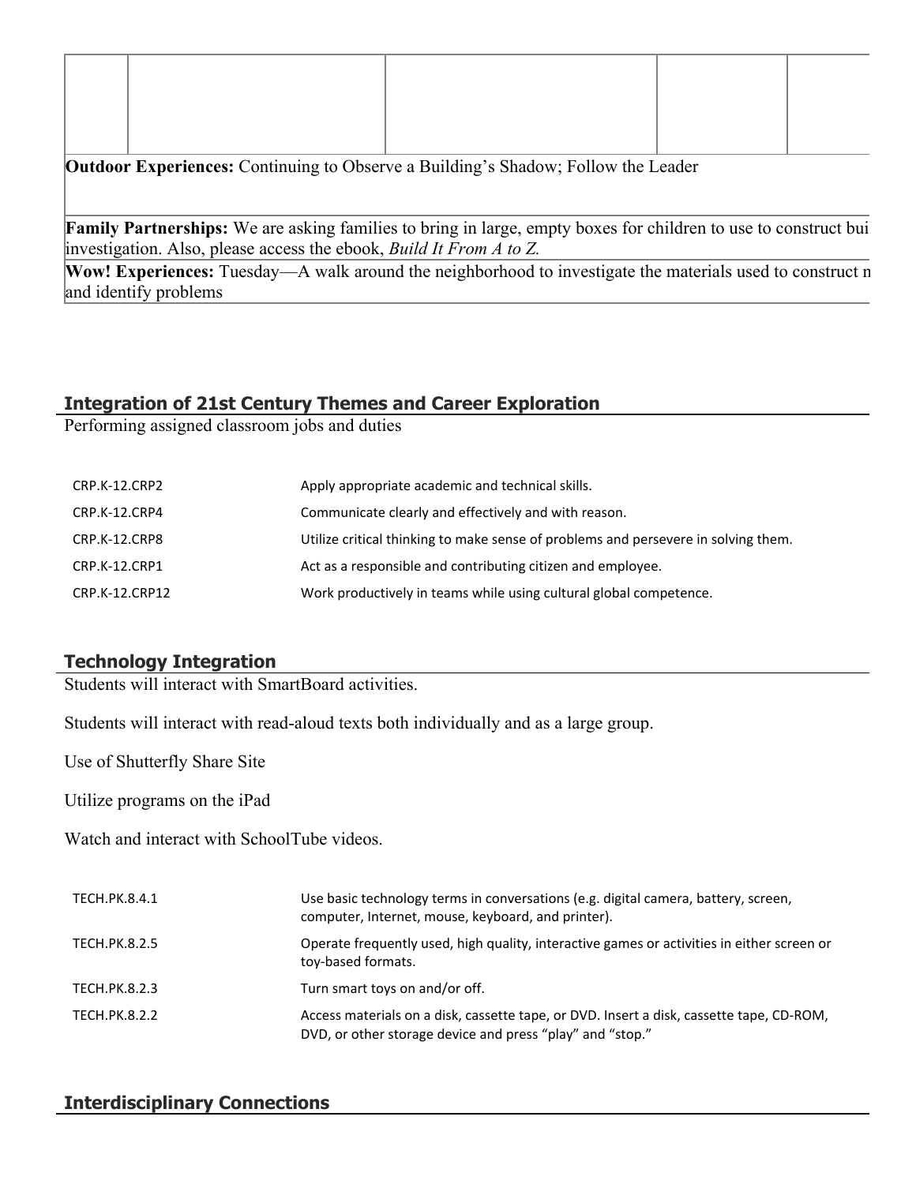| | | | | |
|---|---|---|---|---|
| | | | | |

**Outdoor Experiences:** Continuing to Observe a Building's Shadow; Follow the Leader

**Family Partnerships:** We are asking families to bring in large, empty boxes for children to use to construct bui investigation. Also, please access the ebook, *Build It From A to Z.*

**Wow! Experiences:** Tuesday—A walk around the neighborhood to investigate the materials used to construct n and identify problems

## Integration of 21st Century Themes and Career Exploration

Performing assigned classroom jobs and duties

| | |
|---|---|
| CRP.K-12.CRP2 | Apply appropriate academic and technical skills. |
| CRP.K-12.CRP4 | Communicate clearly and effectively and with reason. |
| CRP.K-12.CRP8 | Utilize critical thinking to make sense of problems and persevere in solving them. |
| CRP.K-12.CRP1 | Act as a responsible and contributing citizen and employee. |
| CRP.K-12.CRP12 | Work productively in teams while using cultural global competence. |

## Technology Integration

Students will interact with SmartBoard activities.

Students will interact with read-aloud texts both individually and as a large group.

Use of Shutterfly Share Site

Utilize programs on the iPad

Watch and interact with SchoolTube videos.

| | |
|---|---|
| TECH.PK.8.4.1 | Use basic technology terms in conversations (e.g. digital camera, battery, screen, computer, Internet, mouse, keyboard, and printer). |
| TECH.PK.8.2.5 | Operate frequently used, high quality, interactive games or activities in either screen or toy-based formats. |
| TECH.PK.8.2.3 | Turn smart toys on and/or off. |
| TECH.PK.8.2.2 | Access materials on a disk, cassette tape, or DVD. Insert a disk, cassette tape, CD-ROM, DVD, or other storage device and press "play" and "stop." |

## Interdisciplinary Connections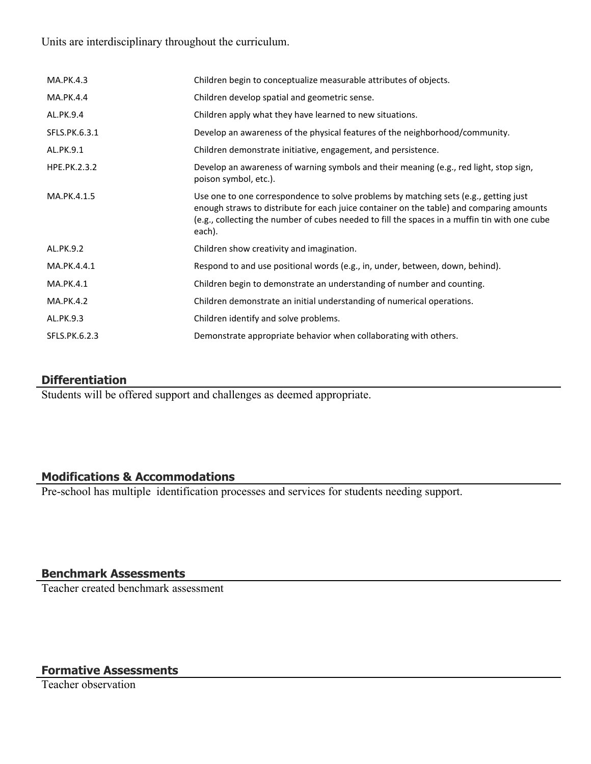Units are interdisciplinary throughout the curriculum.

| | |
|---|---|
| MA.PK.4.3 | Children begin to conceptualize measurable attributes of objects. |
| MA.PK.4.4 | Children develop spatial and geometric sense. |
| AL.PK.9.4 | Children apply what they have learned to new situations. |
| SFLS.PK.6.3.1 | Develop an awareness of the physical features of the neighborhood/community. |
| AL.PK.9.1 | Children demonstrate initiative, engagement, and persistence. |
| HPE.PK.2.3.2 | Develop an awareness of warning symbols and their meaning (e.g., red light, stop sign, poison symbol, etc.). |
| MA.PK.4.1.5 | Use one to one correspondence to solve problems by matching sets (e.g., getting just enough straws to distribute for each juice container on the table) and comparing amounts (e.g., collecting the number of cubes needed to fill the spaces in a muffin tin with one cube each). |
| AL.PK.9.2 | Children show creativity and imagination. |
| MA.PK.4.4.1 | Respond to and use positional words (e.g., in, under, between, down, behind). |
| MA.PK.4.1 | Children begin to demonstrate an understanding of number and counting. |
| MA.PK.4.2 | Children demonstrate an initial understanding of numerical operations. |
| AL.PK.9.3 | Children identify and solve problems. |
| SFLS.PK.6.2.3 | Demonstrate appropriate behavior when collaborating with others. |

## Differentiation

Students will be offered support and challenges as deemed appropriate.

## Modifications & Accommodations

Pre-school has multiple identification processes and services for students needing support.

## Benchmark Assessments

Teacher created benchmark assessment

## Formative Assessments

Teacher observation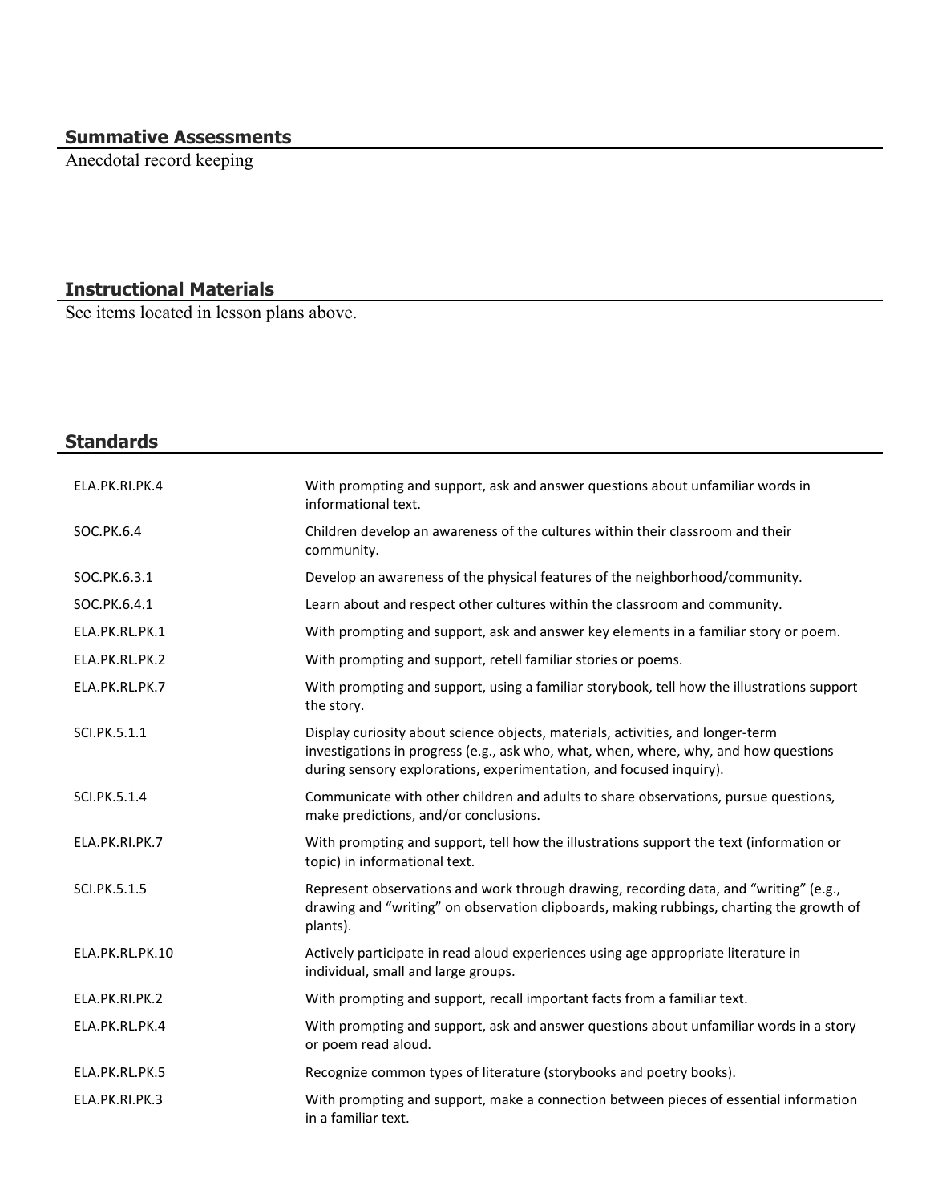## Summative Assessments

Anecdotal record keeping

## Instructional Materials

See items located in lesson plans above.

## Standards

| | |
|---|---|
| ELA.PK.RI.PK.4 | With prompting and support, ask and answer questions about unfamiliar words in informational text. |
| SOC.PK.6.4 | Children develop an awareness of the cultures within their classroom and their community. |
| SOC.PK.6.3.1 | Develop an awareness of the physical features of the neighborhood/community. |
| SOC.PK.6.4.1 | Learn about and respect other cultures within the classroom and community. |
| ELA.PK.RL.PK.1 | With prompting and support, ask and answer key elements in a familiar story or poem. |
| ELA.PK.RL.PK.2 | With prompting and support, retell familiar stories or poems. |
| ELA.PK.RL.PK.7 | With prompting and support, using a familiar storybook, tell how the illustrations support the story. |
| SCI.PK.5.1.1 | Display curiosity about science objects, materials, activities, and longer-term investigations in progress (e.g., ask who, what, when, where, why, and how questions during sensory explorations, experimentation, and focused inquiry). |
| SCI.PK.5.1.4 | Communicate with other children and adults to share observations, pursue questions, make predictions, and/or conclusions. |
| ELA.PK.RI.PK.7 | With prompting and support, tell how the illustrations support the text (information or topic) in informational text. |
| SCI.PK.5.1.5 | Represent observations and work through drawing, recording data, and "writing" (e.g., drawing and "writing" on observation clipboards, making rubbings, charting the growth of plants). |
| ELA.PK.RL.PK.10 | Actively participate in read aloud experiences using age appropriate literature in individual, small and large groups. |
| ELA.PK.RI.PK.2 | With prompting and support, recall important facts from a familiar text. |
| ELA.PK.RL.PK.4 | With prompting and support, ask and answer questions about unfamiliar words in a story or poem read aloud. |
| ELA.PK.RL.PK.5 | Recognize common types of literature (storybooks and poetry books). |
| ELA.PK.RI.PK.3 | With prompting and support, make a connection between pieces of essential information in a familiar text. |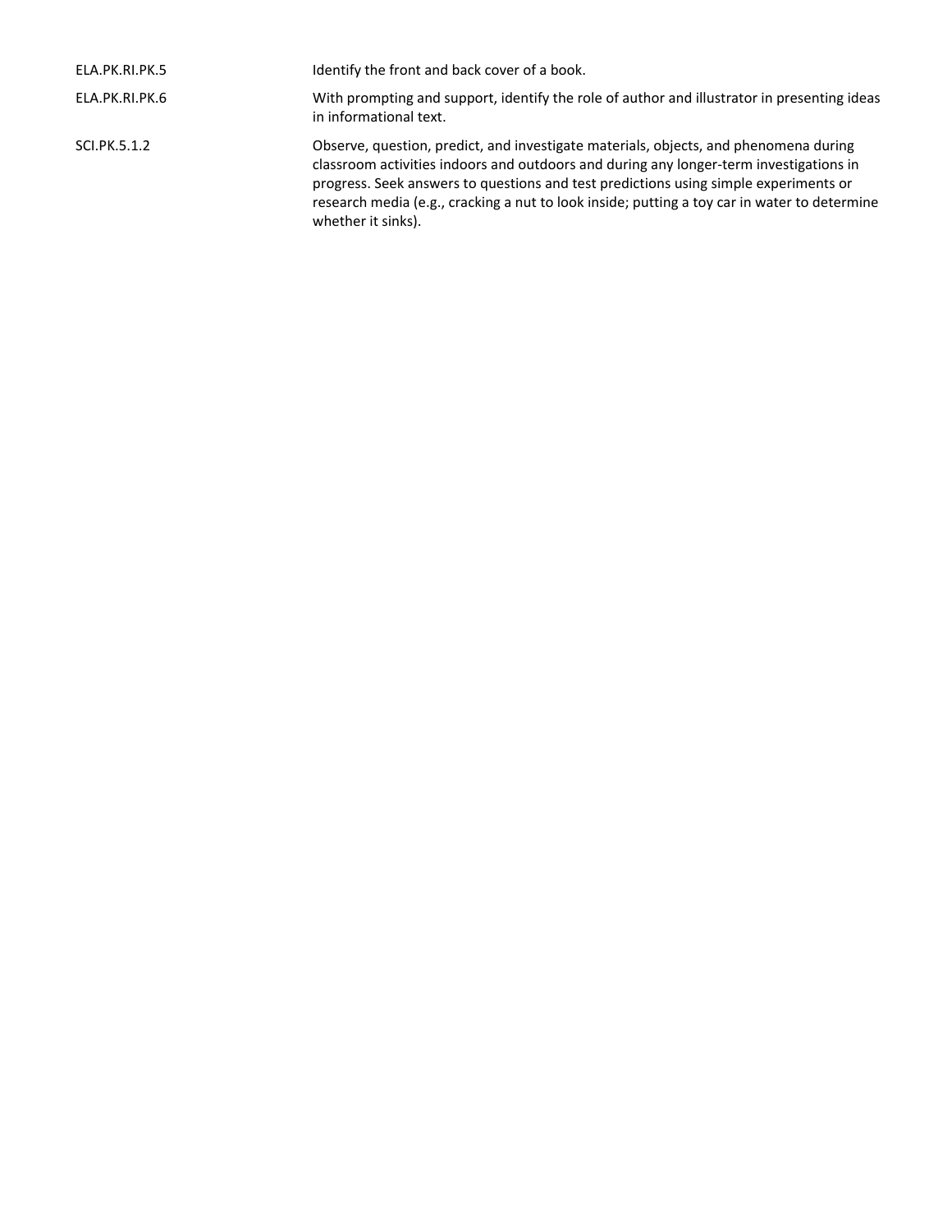| | |
|---|---|
| ELA.PK.RI.PK.5 | Identify the front and back cover of a book. |
| ELA.PK.RI.PK.6 | With prompting and support, identify the role of author and illustrator in presenting ideas in informational text. |
| SCI.PK.5.1.2 | Observe, question, predict, and investigate materials, objects, and phenomena during classroom activities indoors and outdoors and during any longer-term investigations in progress. Seek answers to questions and test predictions using simple experiments or research media (e.g., cracking a nut to look inside; putting a toy car in water to determine whether it sinks). |